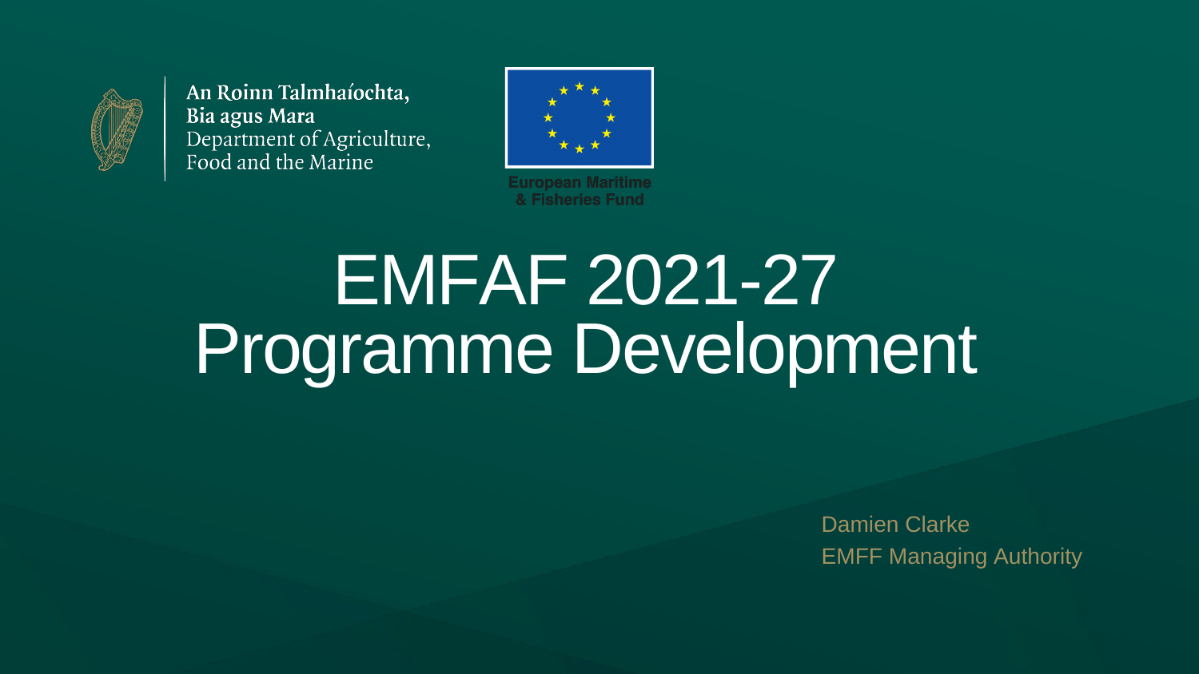An Roinn Talmhaíochta,
Bia agus Mara
Department of Agriculture,
Food and the Marine

European Maritime
& Fisheries Fund

# EMFAF 2021-27
# Programme Development

Damien Clarke
EMFF Managing Authority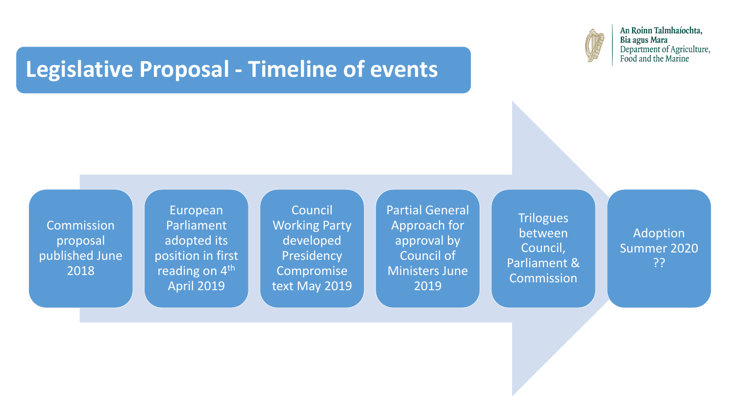# Legislative Proposal - Timeline of events

An Roinn Talmhaíochta, Bia agus Mara
Department of Agriculture, Food and the Marine

- Commission proposal published June 2018
- European Parliament adopted its position in first reading on 4th April 2019
- Council Working Party developed Presidency Compromise text May 2019
- Partial General Approach for approval by Council of Ministers June 2019
- Trilogues between Council, Parliament & Commission
- Adoption Summer 2020 ??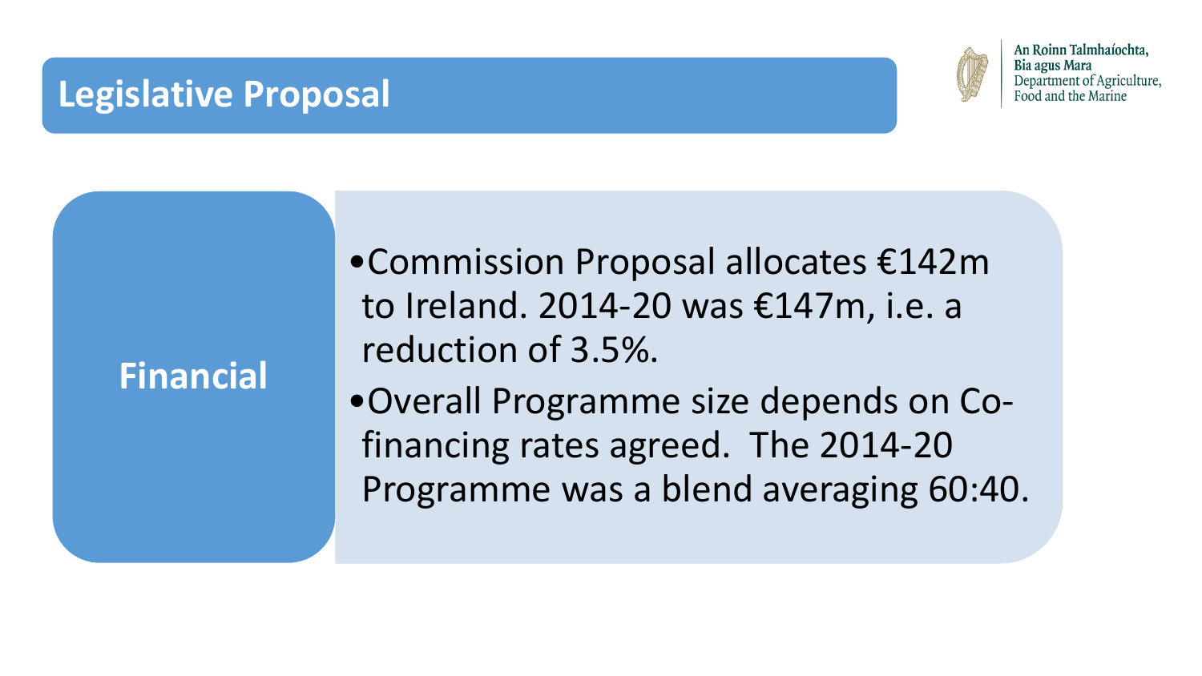## Legislative Proposal

An Roinn Talmhaíochta, Bia agus Mara
Department of Agriculture, Food and the Marine

**Financial**

- Commission Proposal allocates €142m to Ireland. 2014-20 was €147m, i.e. a reduction of 3.5%.
- Overall Programme size depends on Co-financing rates agreed. The 2014-20 Programme was a blend averaging 60:40.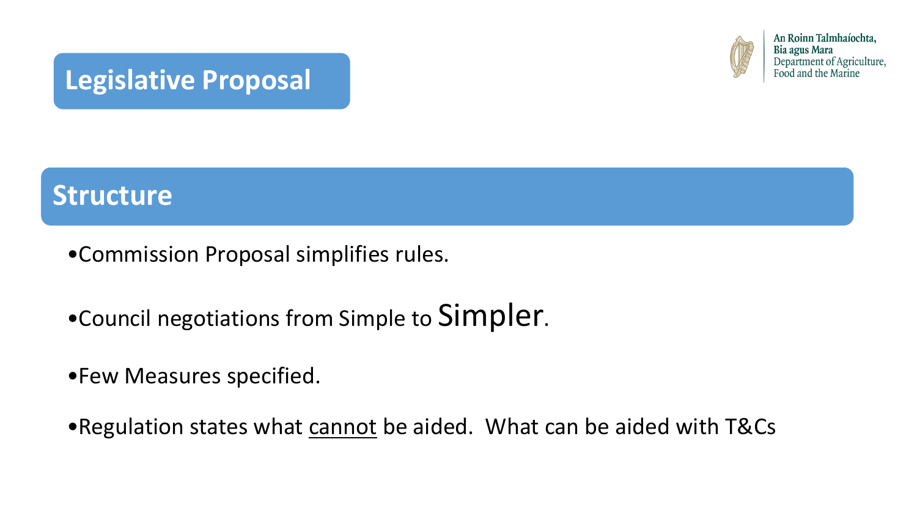# Legislative Proposal

## Structure

- Commission Proposal simplifies rules.
- Council negotiations from Simple to Simpler.
- Few Measures specified.
- Regulation states what <u>cannot</u> be aided. What can be aided with T&Cs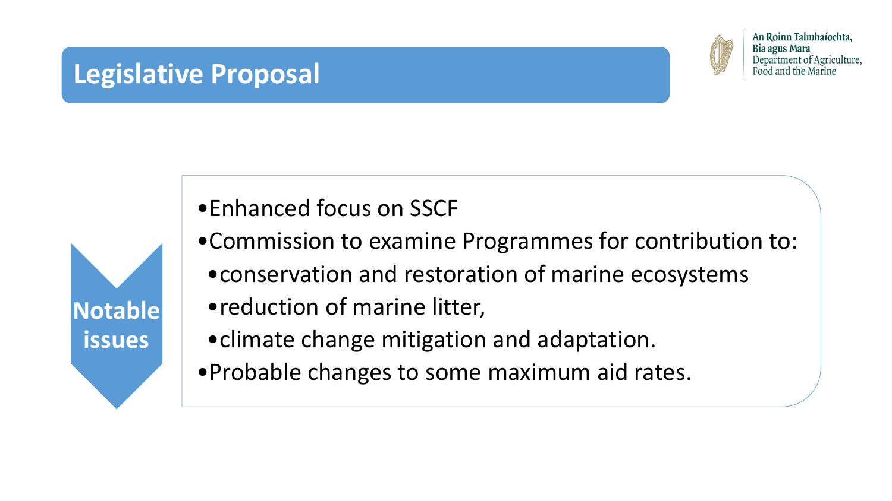# Legislative Proposal

An Roinn Talmhaíochta, Bia agus Mara
Department of Agriculture, Food and the Marine

**Notable issues**

- Enhanced focus on SSCF
- Commission to examine Programmes for contribution to:
  - conservation and restoration of marine ecosystems
  - reduction of marine litter,
  - climate change mitigation and adaptation.
- Probable changes to some maximum aid rates.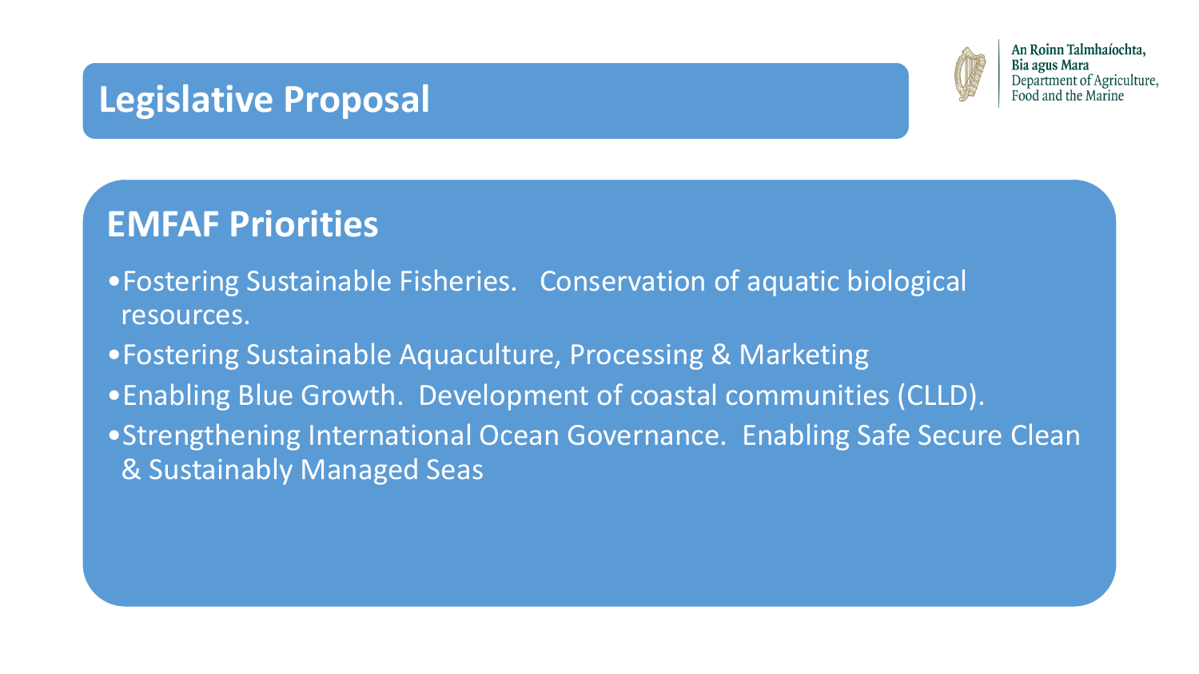# Legislative Proposal

## EMFAF Priorities

- Fostering Sustainable Fisheries. Conservation of aquatic biological resources.
- Fostering Sustainable Aquaculture, Processing & Marketing
- Enabling Blue Growth. Development of coastal communities (CLLD).
- Strengthening International Ocean Governance. Enabling Safe Secure Clean & Sustainably Managed Seas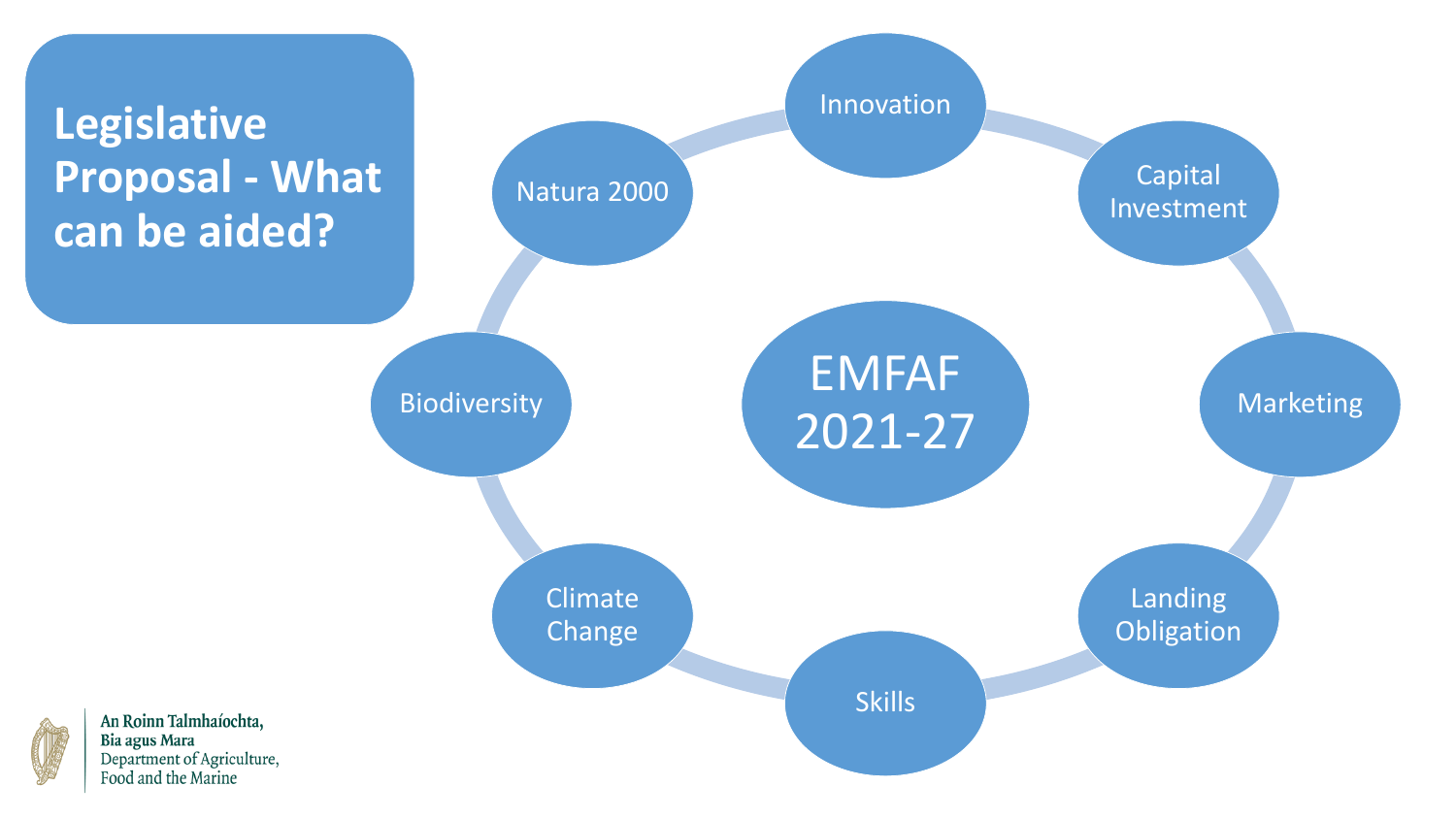# Legislative Proposal - What can be aided?

**EMFAF 2021-27**

- Innovation
- Capital Investment
- Marketing
- Landing Obligation
- Skills
- Climate Change
- Biodiversity
- Natura 2000

An Roinn Talmhaíochta, Bia agus Mara
Department of Agriculture, Food and the Marine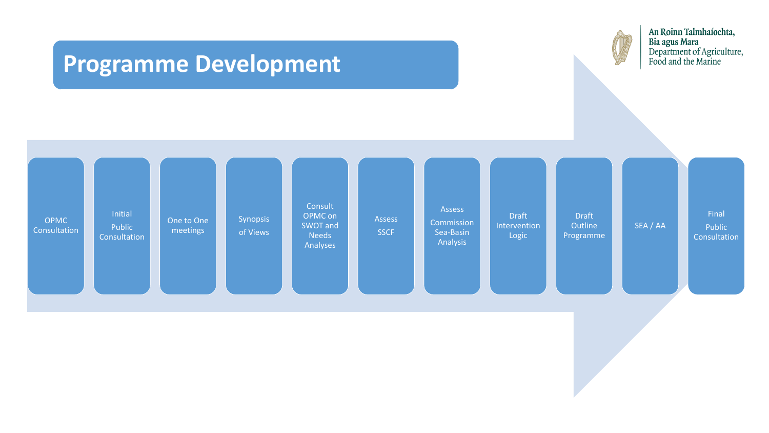# Programme Development

An Roinn Talmhaíochta, Bia agus Mara
Department of Agriculture, Food and the Marine

1. OPMC Consultation
2. Initial Public Consultation
3. One to One meetings
4. Synopsis of Views
5. Consult OPMC on SWOT and Needs Analyses
6. Assess SSCF
7. Assess Commission Sea-Basin Analysis
8. Draft Intervention Logic
9. Draft Outline Programme
10. SEA / AA
11. Final Public Consultation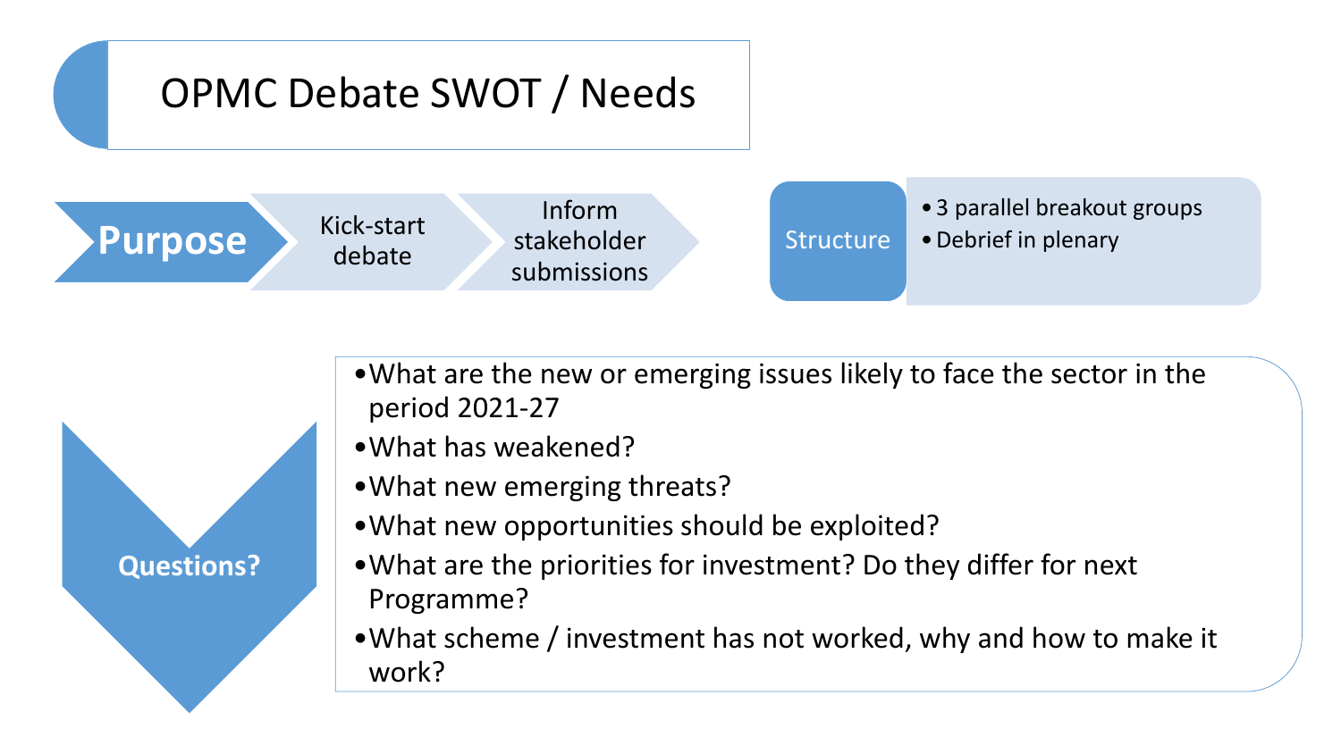# OPMC Debate SWOT / Needs

**Purpose**

- Kick-start debate
- Inform stakeholder submissions

**Structure**

- 3 parallel breakout groups
- Debrief in plenary

**Questions?**

- What are the new or emerging issues likely to face the sector in the period 2021-27
- What has weakened?
- What new emerging threats?
- What new opportunities should be exploited?
- What are the priorities for investment? Do they differ for next Programme?
- What scheme / investment has not worked, why and how to make it work?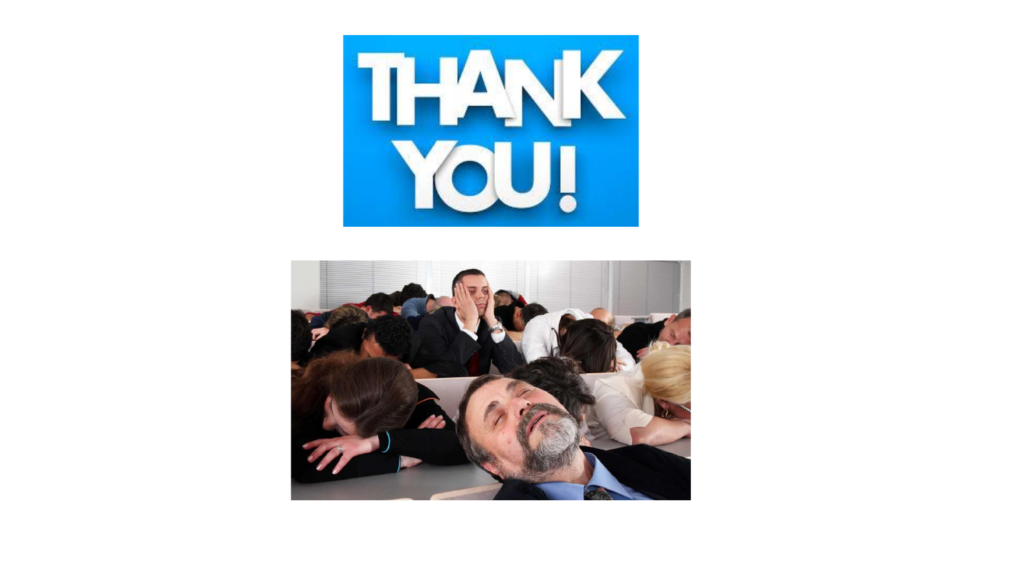THANK YOU!